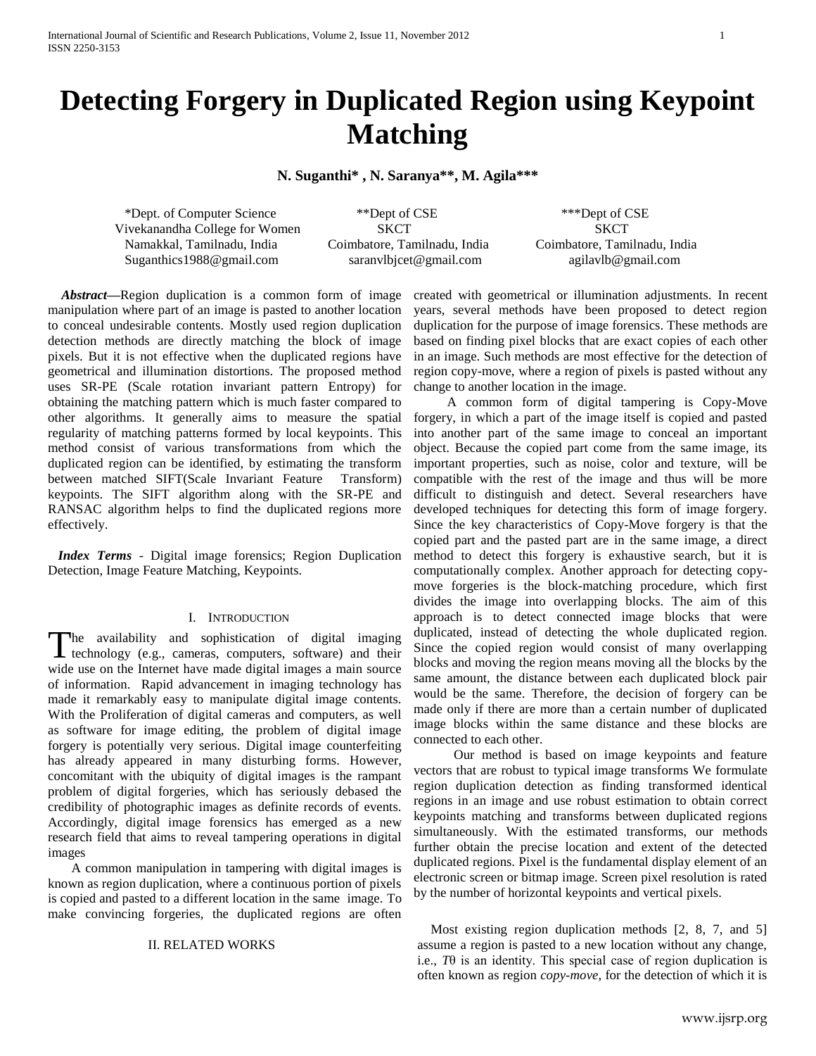# Detecting Forgery in Duplicated Region using Keypoint Matching

**N. Suganthi\* , N. Saranya\*\*, M. Agila\*\*\***

\*Dept. of Computer Science
Vivekanandha College for Women
Namakkal, Tamilnadu, India
Suganthics1988@gmail.com

\*\*Dept of CSE
SKCT
Coimbatore, Tamilnadu, India
saranvlbjcet@gmail.com

\*\*\*Dept of CSE
SKCT
Coimbatore, Tamilnadu, India
agilavlb@gmail.com

***Abstract***—Region duplication is a common form of image manipulation where part of an image is pasted to another location to conceal undesirable contents. Mostly used region duplication detection methods are directly matching the block of image pixels. But it is not effective when the duplicated regions have geometrical and illumination distortions. The proposed method uses SR-PE (Scale rotation invariant pattern Entropy) for obtaining the matching pattern which is much faster compared to other algorithms. It generally aims to measure the spatial regularity of matching patterns formed by local keypoints. This method consist of various transformations from which the duplicated region can be identified, by estimating the transform between matched SIFT(Scale Invariant Feature Transform) keypoints. The SIFT algorithm along with the SR-PE and RANSAC algorithm helps to find the duplicated regions more effectively.

***Index Terms*** - Digital image forensics; Region Duplication Detection, Image Feature Matching, Keypoints.

## I. Introduction

The availability and sophistication of digital imaging technology (e.g., cameras, computers, software) and their wide use on the Internet have made digital images a main source of information. Rapid advancement in imaging technology has made it remarkably easy to manipulate digital image contents. With the Proliferation of digital cameras and computers, as well as software for image editing, the problem of digital image forgery is potentially very serious. Digital image counterfeiting has already appeared in many disturbing forms. However, concomitant with the ubiquity of digital images is the rampant problem of digital forgeries, which has seriously debased the credibility of photographic images as definite records of events. Accordingly, digital image forensics has emerged as a new research field that aims to reveal tampering operations in digital images

A common manipulation in tampering with digital images is known as region duplication, where a continuous portion of pixels is copied and pasted to a different location in the same image. To make convincing forgeries, the duplicated regions are often created with geometrical or illumination adjustments. In recent years, several methods have been proposed to detect region duplication for the purpose of image forensics. These methods are based on finding pixel blocks that are exact copies of each other in an image. Such methods are most effective for the detection of region copy-move, where a region of pixels is pasted without any change to another location in the image.

A common form of digital tampering is Copy-Move forgery, in which a part of the image itself is copied and pasted into another part of the same image to conceal an important object. Because the copied part come from the same image, its important properties, such as noise, color and texture, will be compatible with the rest of the image and thus will be more difficult to distinguish and detect. Several researchers have developed techniques for detecting this form of image forgery. Since the key characteristics of Copy-Move forgery is that the copied part and the pasted part are in the same image, a direct method to detect this forgery is exhaustive search, but it is computationally complex. Another approach for detecting copy-move forgeries is the block-matching procedure, which first divides the image into overlapping blocks. The aim of this approach is to detect connected image blocks that were duplicated, instead of detecting the whole duplicated region. Since the copied region would consist of many overlapping blocks and moving the region means moving all the blocks by the same amount, the distance between each duplicated block pair would be the same. Therefore, the decision of forgery can be made only if there are more than a certain number of duplicated image blocks within the same distance and these blocks are connected to each other.

Our method is based on image keypoints and feature vectors that are robust to typical image transforms We formulate region duplication detection as finding transformed identical regions in an image and use robust estimation to obtain correct keypoints matching and transforms between duplicated regions simultaneously. With the estimated transforms, our methods further obtain the precise location and extent of the detected duplicated regions. Pixel is the fundamental display element of an electronic screen or bitmap image. Screen pixel resolution is rated by the number of horizontal keypoints and vertical pixels.

## II. RELATED WORKS

Most existing region duplication methods [2, 8, 7, and 5] assume a region is pasted to a new location without any change, i.e., $T\theta$ is an identity. This special case of region duplication is often known as region *copy-move*, for the detection of which it is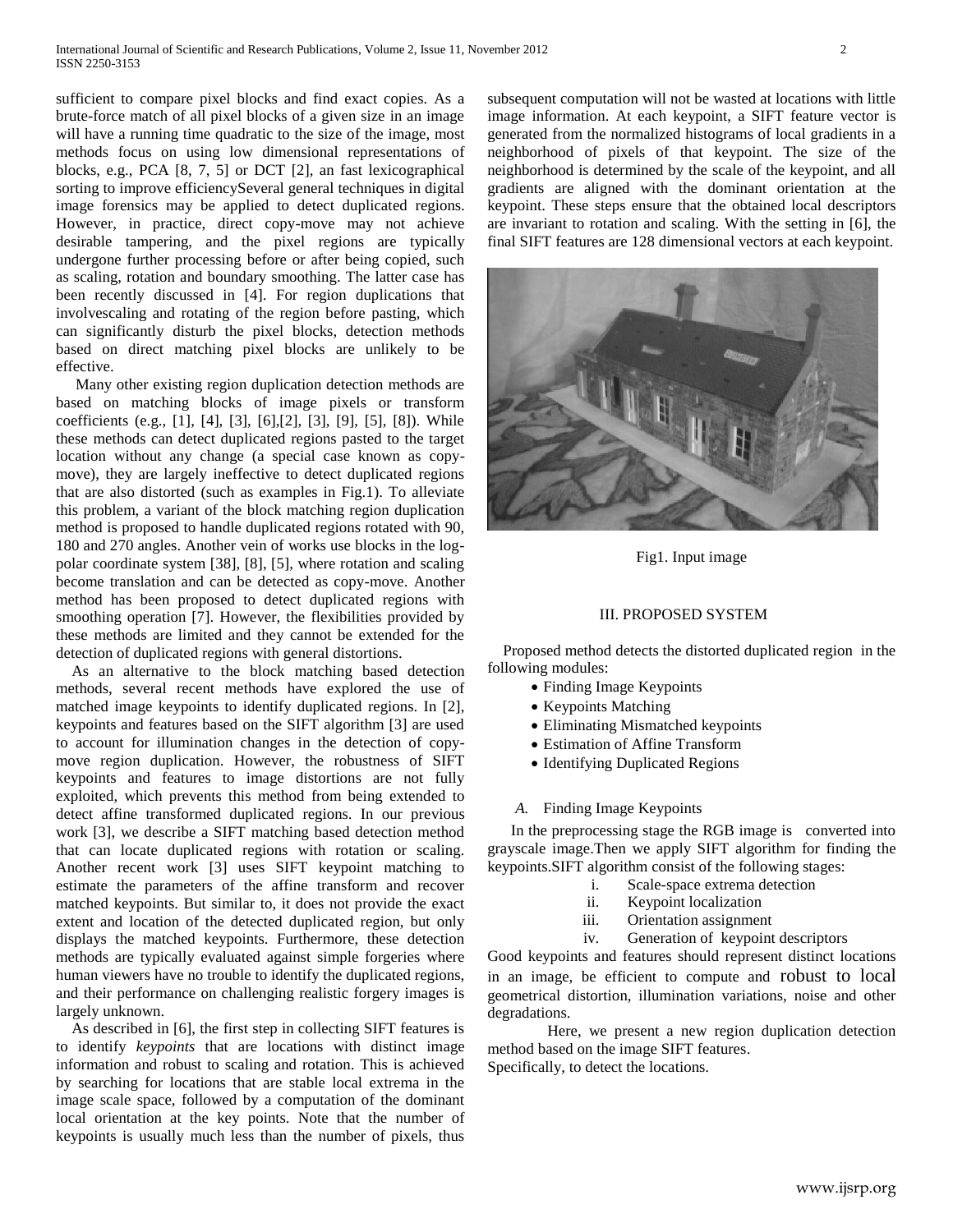sufficient to compare pixel blocks and find exact copies. As a brute-force match of all pixel blocks of a given size in an image will have a running time quadratic to the size of the image, most methods focus on using low dimensional representations of blocks, e.g., PCA [8, 7, 5] or DCT [2], an fast lexicographical sorting to improve efficiencySeveral general techniques in digital image forensics may be applied to detect duplicated regions. However, in practice, direct copy-move may not achieve desirable tampering, and the pixel regions are typically undergone further processing before or after being copied, such as scaling, rotation and boundary smoothing. The latter case has been recently discussed in [4]. For region duplications that involvescaling and rotating of the region before pasting, which can significantly disturb the pixel blocks, detection methods based on direct matching pixel blocks are unlikely to be effective.

Many other existing region duplication detection methods are based on matching blocks of image pixels or transform coefficients (e.g., [1], [4], [3], [6],[2], [3], [9], [5], [8]). While these methods can detect duplicated regions pasted to the target location without any change (a special case known as copy-move), they are largely ineffective to detect duplicated regions that are also distorted (such as examples in Fig.1). To alleviate this problem, a variant of the block matching region duplication method is proposed to handle duplicated regions rotated with 90, 180 and 270 angles. Another vein of works use blocks in the log-polar coordinate system [38], [8], [5], where rotation and scaling become translation and can be detected as copy-move. Another method has been proposed to detect duplicated regions with smoothing operation [7]. However, the flexibilities provided by these methods are limited and they cannot be extended for the detection of duplicated regions with general distortions.

As an alternative to the block matching based detection methods, several recent methods have explored the use of matched image keypoints to identify duplicated regions. In [2], keypoints and features based on the SIFT algorithm [3] are used to account for illumination changes in the detection of copy-move region duplication. However, the robustness of SIFT keypoints and features to image distortions are not fully exploited, which prevents this method from being extended to detect affine transformed duplicated regions. In our previous work [3], we describe a SIFT matching based detection method that can locate duplicated regions with rotation or scaling. Another recent work [3] uses SIFT keypoint matching to estimate the parameters of the affine transform and recover matched keypoints. But similar to, it does not provide the exact extent and location of the detected duplicated region, but only displays the matched keypoints. Furthermore, these detection methods are typically evaluated against simple forgeries where human viewers have no trouble to identify the duplicated regions, and their performance on challenging realistic forgery images is largely unknown.

As described in [6], the first step in collecting SIFT features is to identify *keypoints* that are locations with distinct image information and robust to scaling and rotation. This is achieved by searching for locations that are stable local extrema in the image scale space, followed by a computation of the dominant local orientation at the key points. Note that the number of keypoints is usually much less than the number of pixels, thus subsequent computation will not be wasted at locations with little image information. At each keypoint, a SIFT feature vector is generated from the normalized histograms of local gradients in a neighborhood of pixels of that keypoint. The size of the neighborhood is determined by the scale of the keypoint, and all gradients are aligned with the dominant orientation at the keypoint. These steps ensure that the obtained local descriptors are invariant to rotation and scaling. With the setting in [6], the final SIFT features are 128 dimensional vectors at each keypoint.

Fig1. Input image

## III. PROPOSED SYSTEM

Proposed method detects the distorted duplicated region in the following modules:

- Finding Image Keypoints
- Keypoints Matching
- Eliminating Mismatched keypoints
- Estimation of Affine Transform
- Identifying Duplicated Regions

### A. Finding Image Keypoints

In the preprocessing stage the RGB image is converted into grayscale image.Then we apply SIFT algorithm for finding the keypoints.SIFT algorithm consist of the following stages:

i. Scale-space extrema detection
ii. Keypoint localization
iii. Orientation assignment
iv. Generation of keypoint descriptors

Good keypoints and features should represent distinct locations in an image, be efficient to compute and robust to local geometrical distortion, illumination variations, noise and other degradations.

Here, we present a new region duplication detection method based on the image SIFT features.

Specifically, to detect the locations.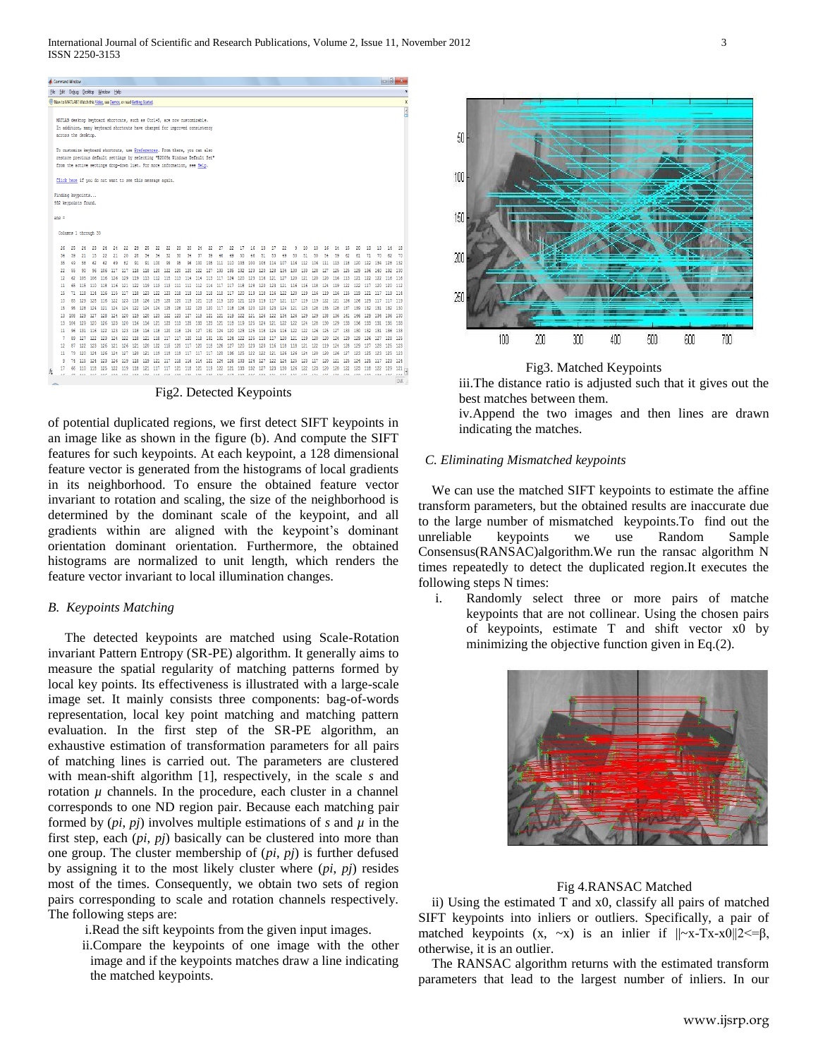Fig2. Detected Keypoints

of potential duplicated regions, we first detect SIFT keypoints in an image like as shown in the figure (b). And compute the SIFT features for such keypoints. At each keypoint, a 128 dimensional feature vector is generated from the histograms of local gradients in its neighborhood. To ensure the obtained feature vector invariant to rotation and scaling, the size of the neighborhood is determined by the dominant scale of the keypoint, and all gradients within are aligned with the keypoint's dominant orientation dominant orientation. Furthermore, the obtained histograms are normalized to unit length, which renders the feature vector invariant to local illumination changes.

### *B. Keypoints Matching*

The detected keypoints are matched using Scale-Rotation invariant Pattern Entropy (SR-PE) algorithm. It generally aims to measure the spatial regularity of matching patterns formed by local key points. Its effectiveness is illustrated with a large-scale image set. It mainly consists three components: bag-of-words representation, local key point matching and matching pattern evaluation. In the first step of the SR-PE algorithm, an exhaustive estimation of transformation parameters for all pairs of matching lines is carried out. The parameters are clustered with mean-shift algorithm [1], respectively, in the scale $s$ and rotation $\mu$ channels. In the procedure, each cluster in a channel corresponds to one ND region pair. Because each matching pair formed by ($pi$, $pj$) involves multiple estimations of $s$ and $\mu$ in the first step, each ($pi$, $pj$) basically can be clustered into more than one group. The cluster membership of ($pi$, $pj$) is further defused by assigning it to the most likely cluster where ($pi$, $pj$) resides most of the times. Consequently, we obtain two sets of region pairs corresponding to scale and rotation channels respectively. The following steps are:

i.Read the sift keypoints from the given input images.

ii.Compare the keypoints of one image with the other image and if the keypoints matches draw a line indicating the matched keypoints.

Fig3. Matched Keypoints

iii.The distance ratio is adjusted such that it gives out the best matches between them.

iv.Append the two images and then lines are drawn indicating the matches.

### *C. Eliminating Mismatched keypoints*

We can use the matched SIFT keypoints to estimate the affine transform parameters, but the obtained results are inaccurate due to the large number of mismatched keypoints.To find out the unreliable keypoints we use Random Sample Consensus(RANSAC)algorithm.We run the ransac algorithm N times repeatedly to detect the duplicated region.It executes the following steps N times:

i. Randomly select three or more pairs of matche keypoints that are not collinear. Using the chosen pairs of keypoints, estimate T and shift vector x0 by minimizing the objective function given in Eq.(2).

Fig 4.RANSAC Matched

ii) Using the estimated T and x0, classify all pairs of matched SIFT keypoints into inliers or outliers. Specifically, a pair of matched keypoints (x, ~x) is an inlier if $\|\tilde{x}-Tx-x_0\|2<=\beta$, otherwise, it is an outlier.

The RANSAC algorithm returns with the estimated transform parameters that lead to the largest number of inliers. In our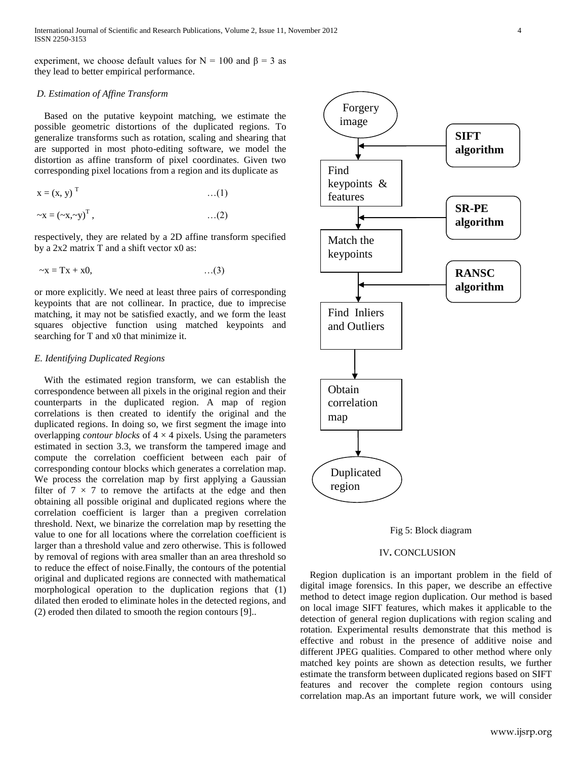experiment, we choose default values for $N = 100$ and $\beta = 3$ as they lead to better empirical performance.

### *D. Estimation of Affine Transform*

Based on the putative keypoint matching, we estimate the possible geometric distortions of the duplicated regions. To generalize transforms such as rotation, scaling and shearing that are supported in most photo-editing software, we model the distortion as affine transform of pixel coordinates. Given two corresponding pixel locations from a region and its duplicate as

$$x = (x, y)^T \quad \ldots(1)$$

$$\sim x = (\sim x, \sim y)^T, \quad \ldots(2)$$

respectively, they are related by a 2D affine transform specified by a 2x2 matrix T and a shift vector x0 as:

$$\sim x = Tx + x0, \quad \ldots(3)$$

or more explicitly. We need at least three pairs of corresponding keypoints that are not collinear. In practice, due to imprecise matching, it may not be satisfied exactly, and we form the least squares objective function using matched keypoints and searching for T and x0 that minimize it.

### *E. Identifying Duplicated Regions*

With the estimated region transform, we can establish the correspondence between all pixels in the original region and their counterparts in the duplicated region. A map of region correlations is then created to identify the original and the duplicated regions. In doing so, we first segment the image into overlapping *contour blocks* of $4 \times 4$ pixels. Using the parameters estimated in section 3.3, we transform the tampered image and compute the correlation coefficient between each pair of corresponding contour blocks which generates a correlation map. We process the correlation map by first applying a Gaussian filter of $7 \times 7$ to remove the artifacts at the edge and then obtaining all possible original and duplicated regions where the correlation coefficient is larger than a pregiven correlation threshold. Next, we binarize the correlation map by resetting the value to one for all locations where the correlation coefficient is larger than a threshold value and zero otherwise. This is followed by removal of regions with area smaller than an area threshold so to reduce the effect of noise.Finally, the contours of the potential original and duplicated regions are connected with mathematical morphological operation to the duplication regions that (1) dilated then eroded to eliminate holes in the detected regions, and (2) eroded then dilated to smooth the region contours [9]..

Forgery image → Find keypoints & features (SIFT algorithm) → Match the keypoints (SR-PE algorithm) → Find Inliers and Outliers (RANSC algorithm) → Obtain correlation map → Duplicated region

Fig 5: Block diagram

## IV. CONCLUSION

Region duplication is an important problem in the field of digital image forensics. In this paper, we describe an effective method to detect image region duplication. Our method is based on local image SIFT features, which makes it applicable to the detection of general region duplications with region scaling and rotation. Experimental results demonstrate that this method is effective and robust in the presence of additive noise and different JPEG qualities. Compared to other method where only matched key points are shown as detection results, we further estimate the transform between duplicated regions based on SIFT features and recover the complete region contours using correlation map.As an important future work, we will consider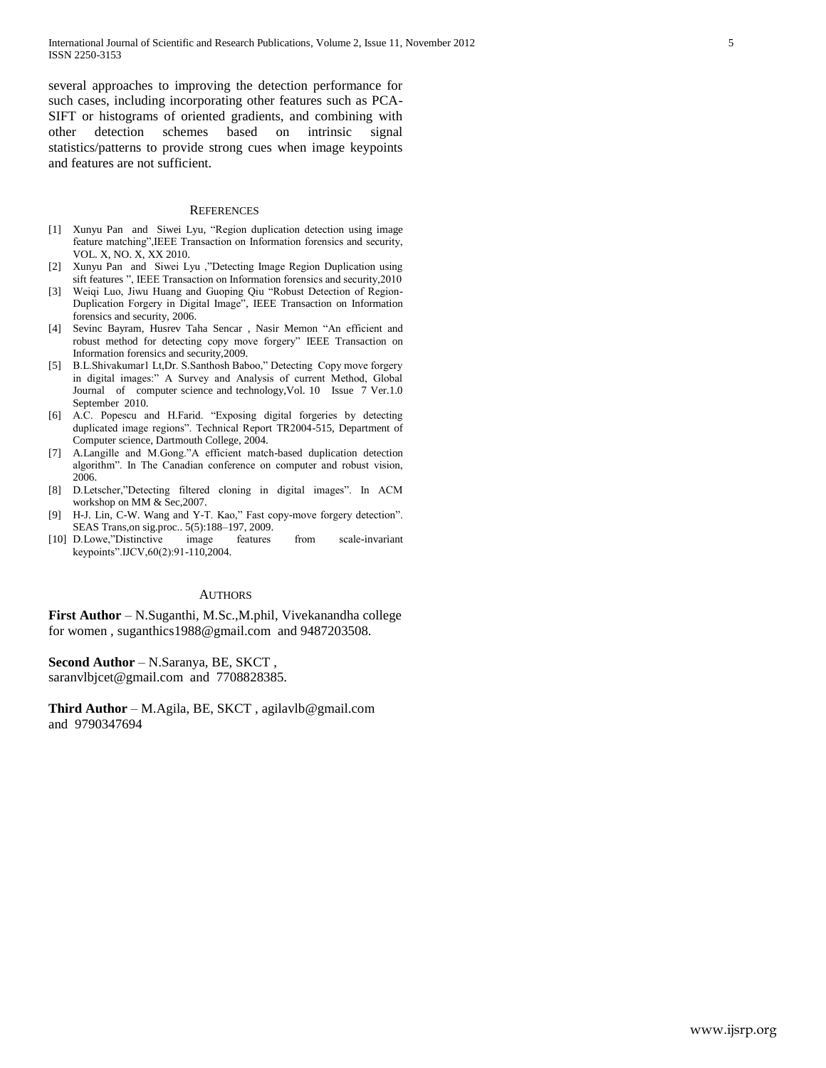several approaches to improving the detection performance for such cases, including incorporating other features such as PCA-SIFT or histograms of oriented gradients, and combining with other detection schemes based on intrinsic signal statistics/patterns to provide strong cues when image keypoints and features are not sufficient.

## REFERENCES

[1] Xunyu Pan and Siwei Lyu, "Region duplication detection using image feature matching",IEEE Transaction on Information forensics and security, VOL. X, NO. X, XX 2010.

[2] Xunyu Pan and Siwei Lyu ,"Detecting Image Region Duplication using sift features ", IEEE Transaction on Information forensics and security,2010

[3] Weiqi Luo, Jiwu Huang and Guoping Qiu "Robust Detection of Region-Duplication Forgery in Digital Image", IEEE Transaction on Information forensics and security, 2006.

[4] Sevinc Bayram, Husrev Taha Sencar , Nasir Memon "An efficient and robust method for detecting copy move forgery" IEEE Transaction on Information forensics and security,2009.

[5] B.L.Shivakumar1 Lt,Dr. S.Santhosh Baboo," Detecting Copy move forgery in digital images:" A Survey and Analysis of current Method, Global Journal of computer science and technology,Vol. 10 Issue 7 Ver.1.0 September 2010.

[6] A.C. Popescu and H.Farid. "Exposing digital forgeries by detecting duplicated image regions". Technical Report TR2004-515, Department of Computer science, Dartmouth College, 2004.

[7] A.Langille and M.Gong."A efficient match-based duplication detection algorithm". In The Canadian conference on computer and robust vision, 2006.

[8] D.Letscher,"Detecting filtered cloning in digital images". In ACM workshop on MM & Sec,2007.

[9] H-J. Lin, C-W. Wang and Y-T. Kao," Fast copy-move forgery detection". SEAS Trans,on sig.proc.. 5(5):188–197, 2009.

[10] D.Lowe,"Distinctive image features from scale-invariant keypoints".IJCV,60(2):91-110,2004.

## AUTHORS

**First Author** – N.Suganthi, M.Sc.,M.phil, Vivekanandha college for women , suganthics1988@gmail.com and 9487203508.

**Second Author** – N.Saranya, BE, SKCT , saranvlbjcet@gmail.com and 7708828385.

**Third Author** – M.Agila, BE, SKCT , agilavlb@gmail.com and 9790347694